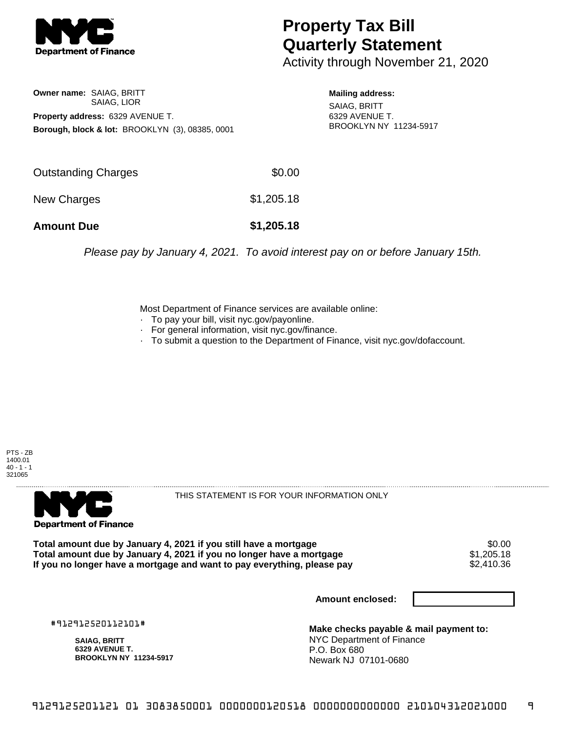# Property Tax Bill Quarterly Statement

Activity through November 21, 2020

**Owner name:** SAIAG, BRITT
SAIAG, LIOR

**Property address:** 6329 AVENUE T.

**Borough, block & lot:** BROOKLYN (3), 08385, 0001

**Mailing address:**
SAIAG, BRITT
6329 AVENUE T.
BROOKLYN NY 11234-5917

| | |
|---|---|
| Outstanding Charges | $0.00 |
| New Charges | $1,205.18 |
| **Amount Due** | **$1,205.18** |

*Please pay by January 4, 2021. To avoid interest pay on or before January 15th.*

Most Department of Finance services are available online:
- To pay your bill, visit nyc.gov/payonline.
- For general information, visit nyc.gov/finance.
- To submit a question to the Department of Finance, visit nyc.gov/dofaccount.

PTS - ZB
1400.01
40 - 1 - 1
321065

THIS STATEMENT IS FOR YOUR INFORMATION ONLY

| | |
|---|---|
| **Total amount due by January 4, 2021 if you still have a mortgage** | $0.00 |
| **Total amount due by January 4, 2021 if you no longer have a mortgage** | $1,205.18 |
| **If you no longer have a mortgage and want to pay everything, please pay** | $2,410.36 |

**Amount enclosed:**

#912912520112101#

**SAIAG, BRITT**
**6329 AVENUE T.**
**BROOKLYN NY 11234-5917**

**Make checks payable & mail payment to:**
NYC Department of Finance
P.O. Box 680
Newark NJ 07101-0680

9129125201121 01 3083850001 0000000120518 0000000000000 210104312021000 9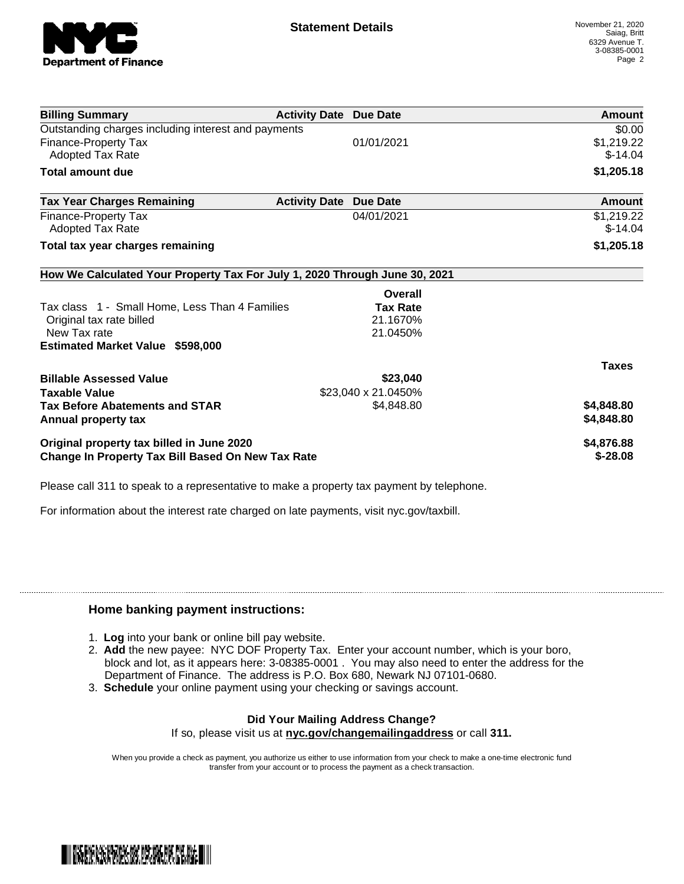# Statement Details

November 21, 2020
Saiag, Britt
6329 Avenue T.
3-08385-0001

| Billing Summary | Activity Date | Due Date | Amount |
| --- | --- | --- | --- |
| Outstanding charges including interest and payments | | | $0.00 |
| Finance-Property Tax | | 01/01/2021 | $1,219.22 |
| Adopted Tax Rate | | | $-14.04 |
| **Total amount due** | | | **$1,205.18** |

| Tax Year Charges Remaining | Activity Date | Due Date | Amount |
| --- | --- | --- | --- |
| Finance-Property Tax | | 04/01/2021 | $1,219.22 |
| Adopted Tax Rate | | | $-14.04 |
| **Total tax year charges remaining** | | | **$1,205.18** |

### How We Calculated Your Property Tax For July 1, 2020 Through June 30, 2021

| | Overall Tax Rate | Taxes |
| --- | --- | --- |
| Tax class 1 - Small Home, Less Than 4 Families | | |
| Original tax rate billed | 21.1670% | |
| New Tax rate | 21.0450% | |
| **Estimated Market Value $598,000** | | |
| **Billable Assessed Value** | **$23,040** | |
| **Taxable Value** | $23,040 x 21.0450% | |
| **Tax Before Abatements and STAR** | $4,848.80 | **$4,848.80** |
| **Annual property tax** | | **$4,848.80** |
| **Original property tax billed in June 2020** | | **$4,876.88** |
| **Change In Property Tax Bill Based On New Tax Rate** | | **$-28.08** |

Please call 311 to speak to a representative to make a property tax payment by telephone.

For information about the interest rate charged on late payments, visit nyc.gov/taxbill.

## Home banking payment instructions:

1. **Log** into your bank or online bill pay website.
2. **Add** the new payee: NYC DOF Property Tax. Enter your account number, which is your boro, block and lot, as it appears here: 3-08385-0001 . You may also need to enter the address for the Department of Finance. The address is P.O. Box 680, Newark NJ 07101-0680.
3. **Schedule** your online payment using your checking or savings account.

**Did Your Mailing Address Change?**
If so, please visit us at **nyc.gov/changemailingaddress** or call **311.**

When you provide a check as payment, you authorize us either to use information from your check to make a one-time electronic fund transfer from your account or to process the payment as a check transaction.